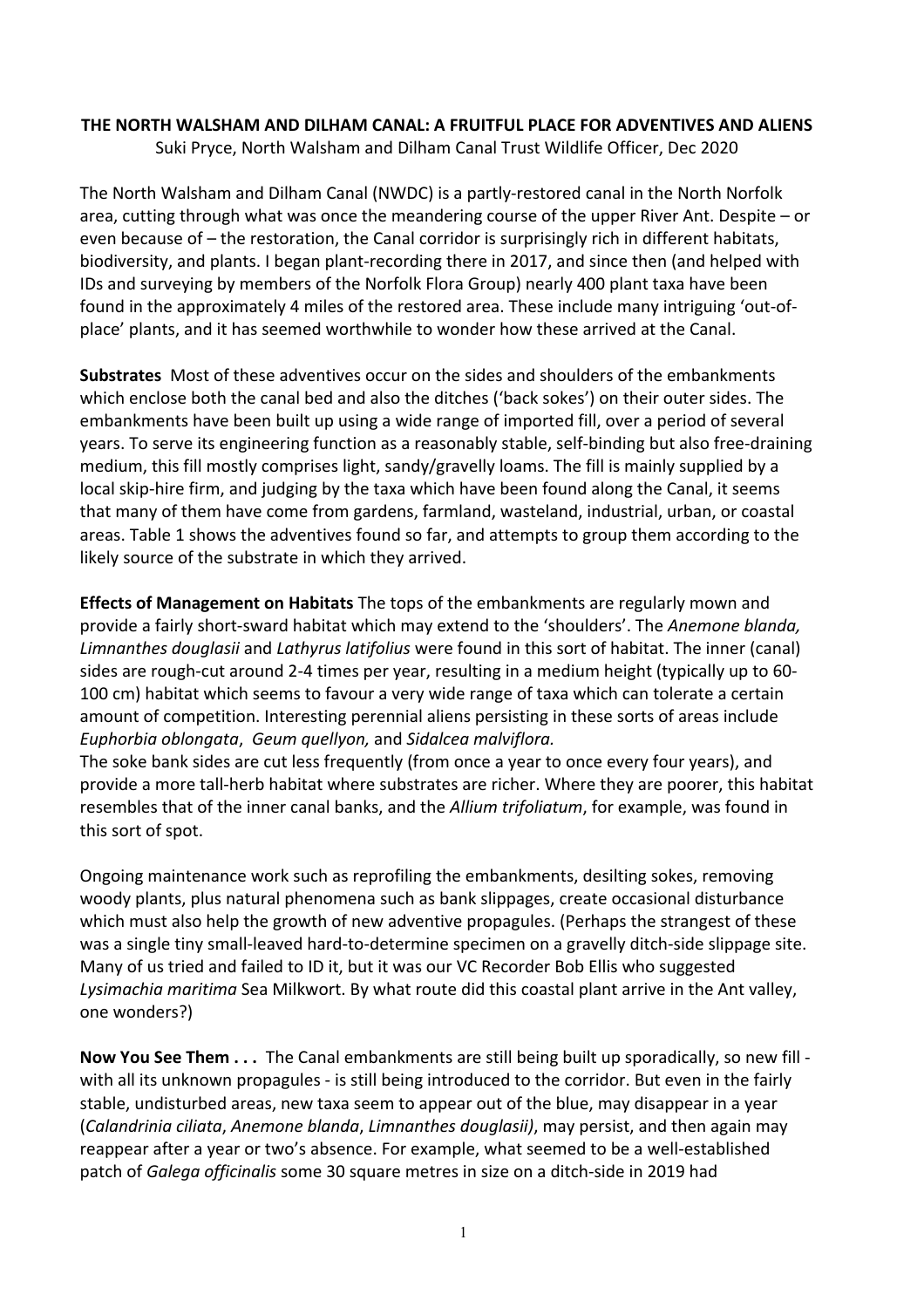# THE NORTH WALSHAM AND DILHAM CANAL: A FRUITFUL PLACE FOR ADVENTIVES AND ALIENS

Suki Pryce, North Walsham and Dilham Canal Trust Wildlife Officer, Dec 2020

The North Walsham and Dilham Canal (NWDC) is a partly-restored canal in the North Norfolk area, cutting through what was once the meandering course of the upper River Ant. Despite – or even because of – the restoration, the Canal corridor is surprisingly rich in different habitats, biodiversity, and plants. I began plant-recording there in 2017, and since then (and helped with IDs and surveying by members of the Norfolk Flora Group) nearly 400 plant taxa have been found in the approximately 4 miles of the restored area. These include many intriguing 'out-of-place' plants, and it has seemed worthwhile to wonder how these arrived at the Canal.

**Substrates** Most of these adventives occur on the sides and shoulders of the embankments which enclose both the canal bed and also the ditches ('back sokes') on their outer sides. The embankments have been built up using a wide range of imported fill, over a period of several years. To serve its engineering function as a reasonably stable, self-binding but also free-draining medium, this fill mostly comprises light, sandy/gravelly loams. The fill is mainly supplied by a local skip-hire firm, and judging by the taxa which have been found along the Canal, it seems that many of them have come from gardens, farmland, wasteland, industrial, urban, or coastal areas. Table 1 shows the adventives found so far, and attempts to group them according to the likely source of the substrate in which they arrived.

**Effects of Management on Habitats** The tops of the embankments are regularly mown and provide a fairly short-sward habitat which may extend to the 'shoulders'. The *Anemone blanda, Limnanthes douglasii* and *Lathyrus latifolius* were found in this sort of habitat. The inner (canal) sides are rough-cut around 2-4 times per year, resulting in a medium height (typically up to 60-100 cm) habitat which seems to favour a very wide range of taxa which can tolerate a certain amount of competition. Interesting perennial aliens persisting in these sorts of areas include *Euphorbia oblongata*, *Geum quellyon,* and *Sidalcea malviflora.*

The soke bank sides are cut less frequently (from once a year to once every four years), and provide a more tall-herb habitat where substrates are richer. Where they are poorer, this habitat resembles that of the inner canal banks, and the *Allium trifoliatum*, for example, was found in this sort of spot.

Ongoing maintenance work such as reprofiling the embankments, desilting sokes, removing woody plants, plus natural phenomena such as bank slippages, create occasional disturbance which must also help the growth of new adventive propagules. (Perhaps the strangest of these was a single tiny small-leaved hard-to-determine specimen on a gravelly ditch-side slippage site. Many of us tried and failed to ID it, but it was our VC Recorder Bob Ellis who suggested *Lysimachia maritima* Sea Milkwort. By what route did this coastal plant arrive in the Ant valley, one wonders?)

**Now You See Them . . .** The Canal embankments are still being built up sporadically, so new fill - with all its unknown propagules - is still being introduced to the corridor. But even in the fairly stable, undisturbed areas, new taxa seem to appear out of the blue, may disappear in a year (*Calandrinia ciliata*, *Anemone blanda*, *Limnanthes douglasii)*, may persist, and then again may reappear after a year or two's absence. For example, what seemed to be a well-established patch of *Galega officinalis* some 30 square metres in size on a ditch-side in 2019 had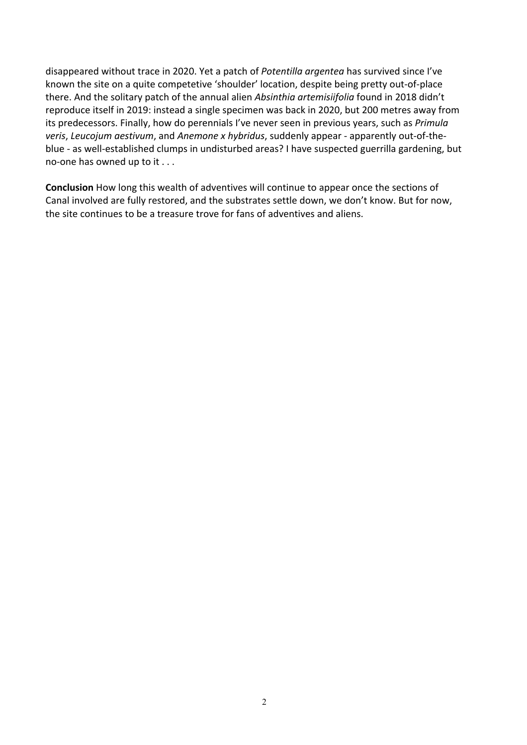disappeared without trace in 2020. Yet a patch of *Potentilla argentea* has survived since I've known the site on a quite competetive 'shoulder' location, despite being pretty out-of-place there. And the solitary patch of the annual alien *Absinthia artemisiifolia* found in 2018 didn't reproduce itself in 2019: instead a single specimen was back in 2020, but 200 metres away from its predecessors. Finally, how do perennials I've never seen in previous years, such as *Primula veris*, *Leucojum aestivum*, and *Anemone x hybridus*, suddenly appear - apparently out-of-the-blue - as well-established clumps in undisturbed areas? I have suspected guerrilla gardening, but no-one has owned up to it . . .

**Conclusion** How long this wealth of adventives will continue to appear once the sections of Canal involved are fully restored, and the substrates settle down, we don't know. But for now, the site continues to be a treasure trove for fans of adventives and aliens.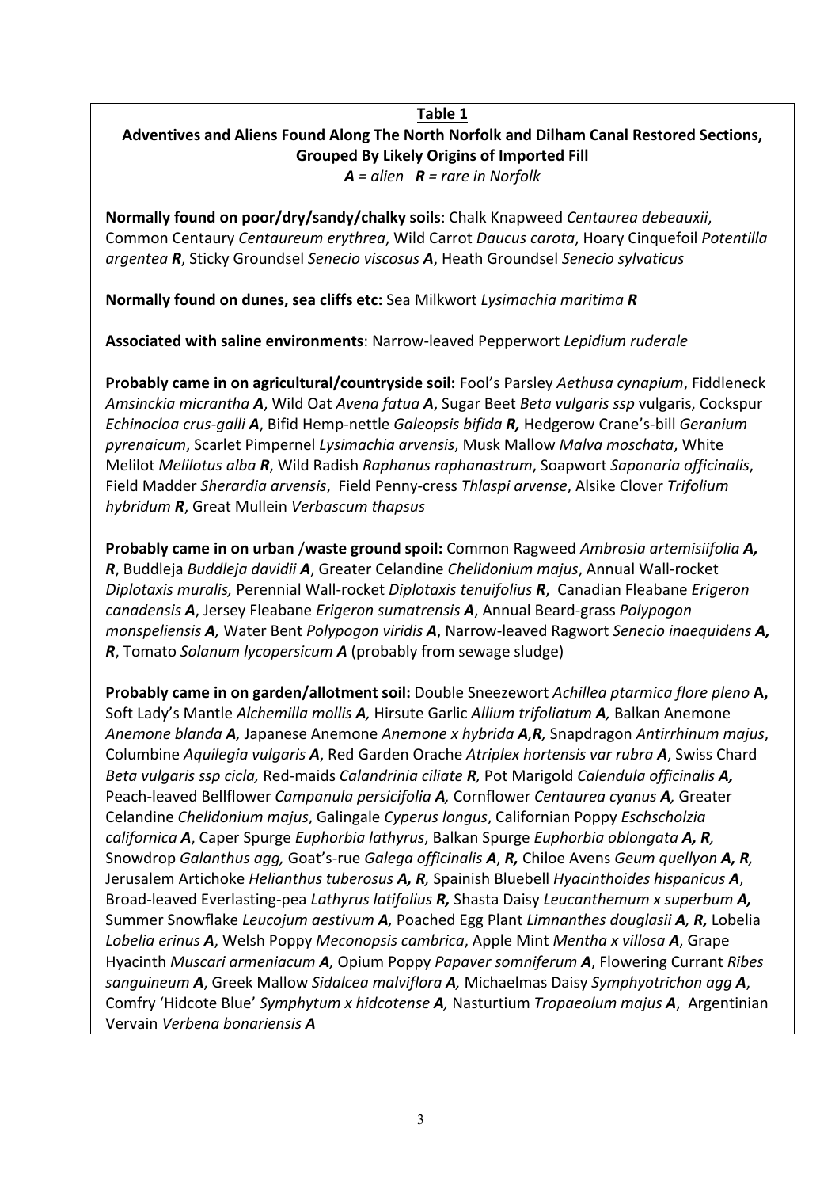**Table 1**

**Adventives and Aliens Found Along The North Norfolk and Dilham Canal Restored Sections, Grouped By Likely Origins of Imported Fill**

***A** = alien **R** = rare in Norfolk*

**Normally found on poor/dry/sandy/chalky soils**: Chalk Knapweed *Centaurea debeauxii*, Common Centaury *Centaureum erythrea*, Wild Carrot *Daucus carota*, Hoary Cinquefoil *Potentilla argentea* ***R***, Sticky Groundsel *Senecio viscosus* ***A***, Heath Groundsel *Senecio sylvaticus*

**Normally found on dunes, sea cliffs etc:** Sea Milkwort *Lysimachia maritima* ***R***

**Associated with saline environments**: Narrow-leaved Pepperwort *Lepidium ruderale*

**Probably came in on agricultural/countryside soil:** Fool's Parsley *Aethusa cynapium*, Fiddleneck *Amsinckia micrantha* ***A***, Wild Oat *Avena fatua* ***A***, Sugar Beet *Beta vulgaris ssp* vulgaris, Cockspur *Echinocloa crus-galli* ***A***, Bifid Hemp-nettle *Galeopsis bifida* ***R,*** Hedgerow Crane's-bill *Geranium pyrenaicum*, Scarlet Pimpernel *Lysimachia arvensis*, Musk Mallow *Malva moschata*, White Melilot *Melilotus alba* ***R***, Wild Radish *Raphanus raphanastrum*, Soapwort *Saponaria officinalis*, Field Madder *Sherardia arvensis*, Field Penny-cress *Thlaspi arvense*, Alsike Clover *Trifolium hybridum* ***R***, Great Mullein *Verbascum thapsus*

**Probably came in on urban /waste ground spoil:** Common Ragweed *Ambrosia artemisiifolia* ***A, R***, Buddleja *Buddleja davidii* ***A***, Greater Celandine *Chelidonium majus*, Annual Wall-rocket *Diplotaxis muralis,* Perennial Wall-rocket *Diplotaxis tenuifolius* ***R***, Canadian Fleabane *Erigeron canadensis* ***A***, Jersey Fleabane *Erigeron sumatrensis* ***A***, Annual Beard-grass *Polypogon monspeliensis* ***A,*** Water Bent *Polypogon viridis* ***A***, Narrow-leaved Ragwort *Senecio inaequidens* ***A, R***, Tomato *Solanum lycopersicum* ***A*** (probably from sewage sludge)

**Probably came in on garden/allotment soil:** Double Sneezewort *Achillea ptarmica flore pleno* **A,** Soft Lady's Mantle *Alchemilla mollis* ***A,*** Hirsute Garlic *Allium trifoliatum* ***A,*** Balkan Anemone *Anemone blanda* ***A,*** Japanese Anemone *Anemone x hybrida* ***A,R,*** Snapdragon *Antirrhinum majus*, Columbine *Aquilegia vulgaris* ***A***, Red Garden Orache *Atriplex hortensis var rubra* ***A***, Swiss Chard *Beta vulgaris ssp cicla,* Red-maids *Calandrinia ciliate* ***R,*** Pot Marigold *Calendula officinalis* ***A,*** Peach-leaved Bellflower *Campanula persicifolia* ***A,*** Cornflower *Centaurea cyanus* ***A,*** Greater Celandine *Chelidonium majus*, Galingale *Cyperus longus*, Californian Poppy *Eschscholzia californica* ***A***, Caper Spurge *Euphorbia lathyrus*, Balkan Spurge *Euphorbia oblongata* ***A, R,*** Snowdrop *Galanthus agg,* Goat's-rue *Galega officinalis* ***A***, ***R,*** Chiloe Avens *Geum quellyon* ***A, R,*** Jerusalem Artichoke *Helianthus tuberosus* ***A, R,*** Spainish Bluebell *Hyacinthoides hispanicus* ***A***, Broad-leaved Everlasting-pea *Lathyrus latifolius* ***R,*** Shasta Daisy *Leucanthemum x superbum* ***A,*** Summer Snowflake *Leucojum aestivum* ***A,*** Poached Egg Plant *Limnanthes douglasii* ***A, R,*** Lobelia *Lobelia erinus* ***A***, Welsh Poppy *Meconopsis cambrica*, Apple Mint *Mentha x villosa* ***A***, Grape Hyacinth *Muscari armeniacum* ***A,*** Opium Poppy *Papaver somniferum* ***A***, Flowering Currant *Ribes sanguineum* ***A***, Greek Mallow *Sidalcea malviflora* ***A,*** Michaelmas Daisy *Symphyotrichon agg* ***A***, Comfry 'Hidcote Blue' *Symphytum x hidcotense* ***A,*** Nasturtium *Tropaeolum majus* ***A***, Argentinian Vervain *Verbena bonariensis* ***A***